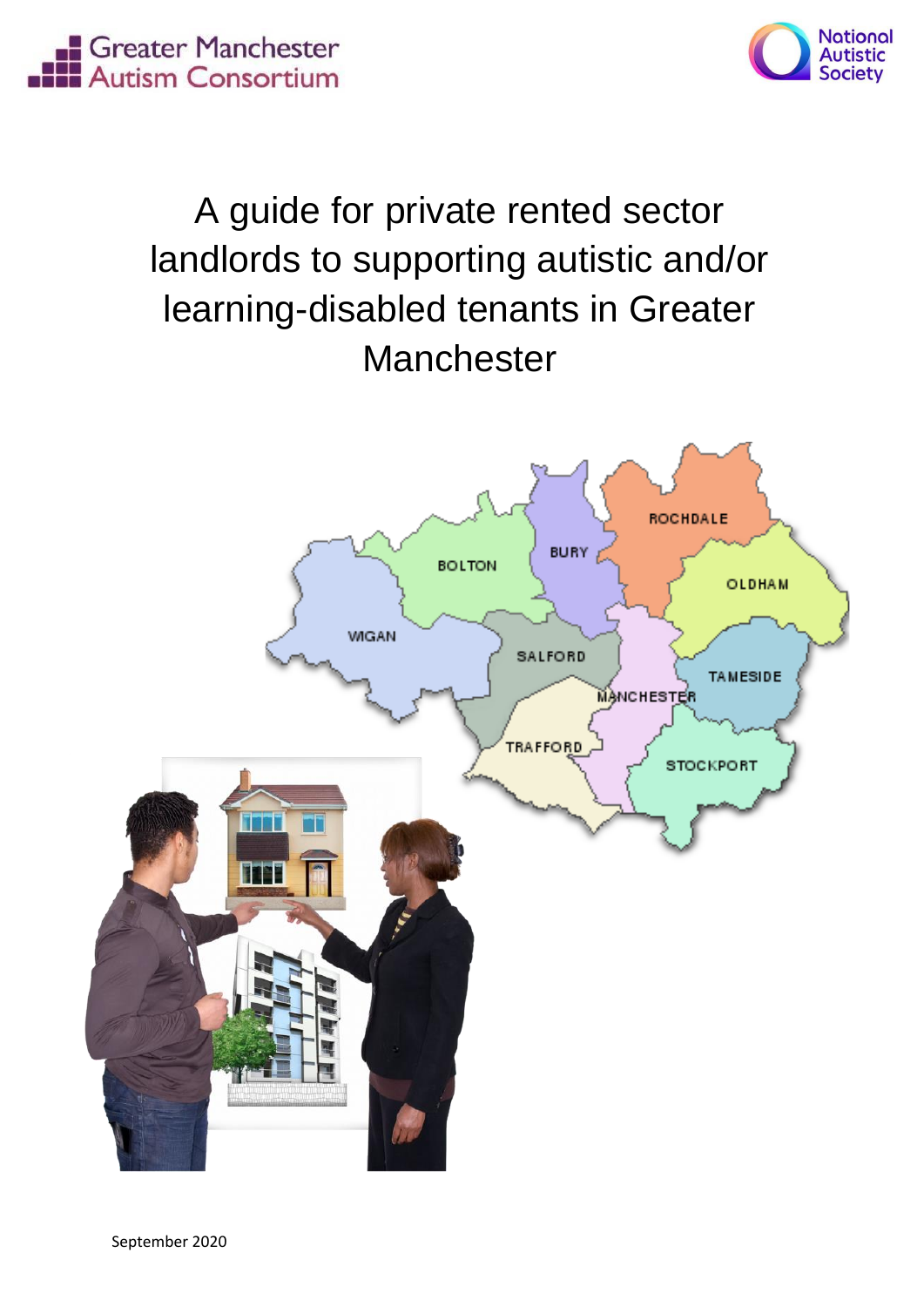Greater Manchester Autism Consortium

National Autistic Society

# A guide for private rented sector landlords to supporting autistic and/or learning-disabled tenants in Greater Manchester

September 2020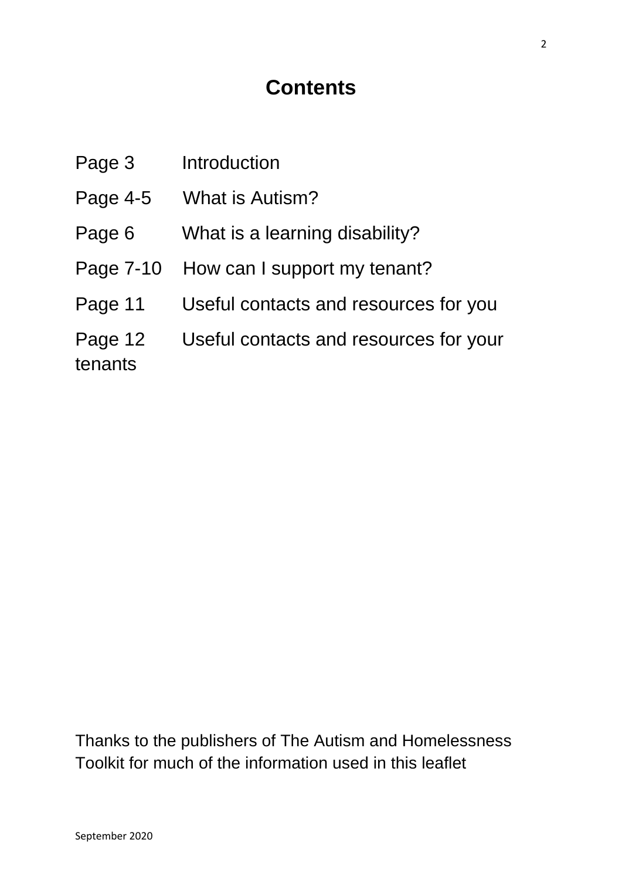# Contents

Page 3 Introduction

Page 4-5 What is Autism?

Page 6 What is a learning disability?

Page 7-10 How can I support my tenant?

Page 11 Useful contacts and resources for you

Page 12 Useful contacts and resources for your tenants

Thanks to the publishers of The Autism and Homelessness Toolkit for much of the information used in this leaflet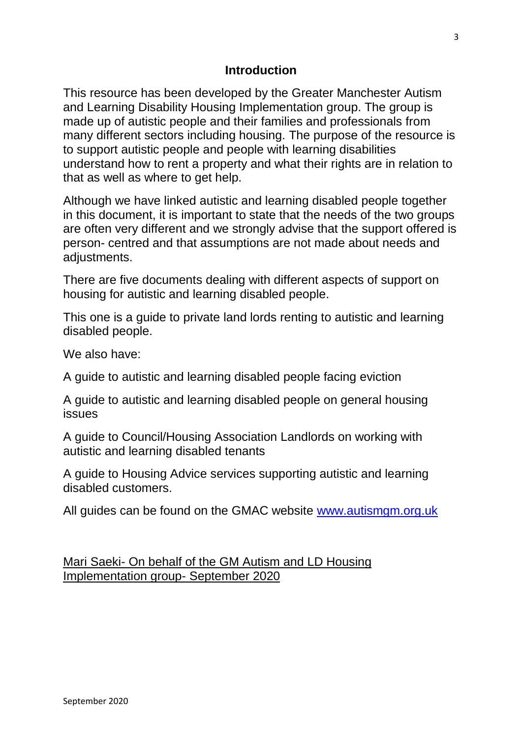## Introduction

This resource has been developed by the Greater Manchester Autism and Learning Disability Housing Implementation group. The group is made up of autistic people and their families and professionals from many different sectors including housing. The purpose of the resource is to support autistic people and people with learning disabilities understand how to rent a property and what their rights are in relation to that as well as where to get help.

Although we have linked autistic and learning disabled people together in this document, it is important to state that the needs of the two groups are often very different and we strongly advise that the support offered is person- centred and that assumptions are not made about needs and adjustments.

There are five documents dealing with different aspects of support on housing for autistic and learning disabled people.

This one is a guide to private land lords renting to autistic and learning disabled people.

We also have:

A guide to autistic and learning disabled people facing eviction

A guide to autistic and learning disabled people on general housing issues

A guide to Council/Housing Association Landlords on working with autistic and learning disabled tenants

A guide to Housing Advice services supporting autistic and learning disabled customers.

All guides can be found on the GMAC website [www.autismgm.org.uk](http://www.autismgm.org.uk)

<u>Mari Saeki- On behalf of the GM Autism and LD Housing Implementation group- September 2020</u>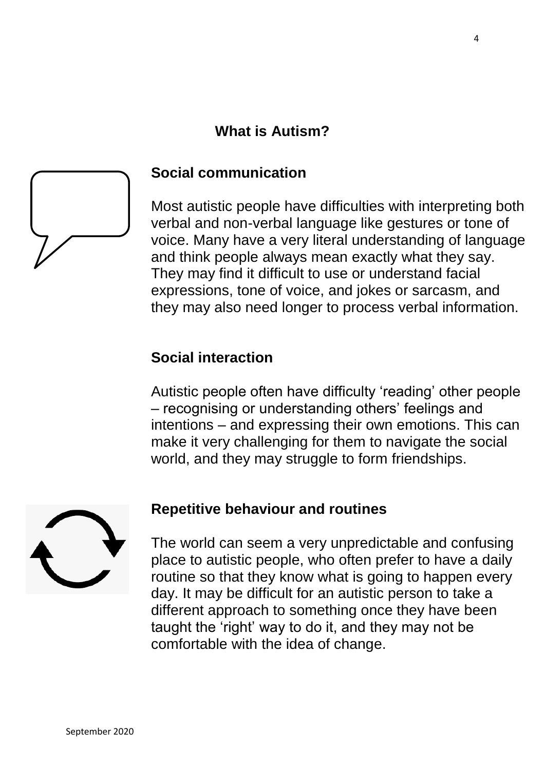# What is Autism?

## Social communication

Most autistic people have difficulties with interpreting both verbal and non-verbal language like gestures or tone of voice. Many have a very literal understanding of language and think people always mean exactly what they say. They may find it difficult to use or understand facial expressions, tone of voice, and jokes or sarcasm, and they may also need longer to process verbal information.

## Social interaction

Autistic people often have difficulty 'reading' other people – recognising or understanding others' feelings and intentions – and expressing their own emotions. This can make it very challenging for them to navigate the social world, and they may struggle to form friendships.

## Repetitive behaviour and routines

The world can seem a very unpredictable and confusing place to autistic people, who often prefer to have a daily routine so that they know what is going to happen every day. It may be difficult for an autistic person to take a different approach to something once they have been taught the 'right' way to do it, and they may not be comfortable with the idea of change.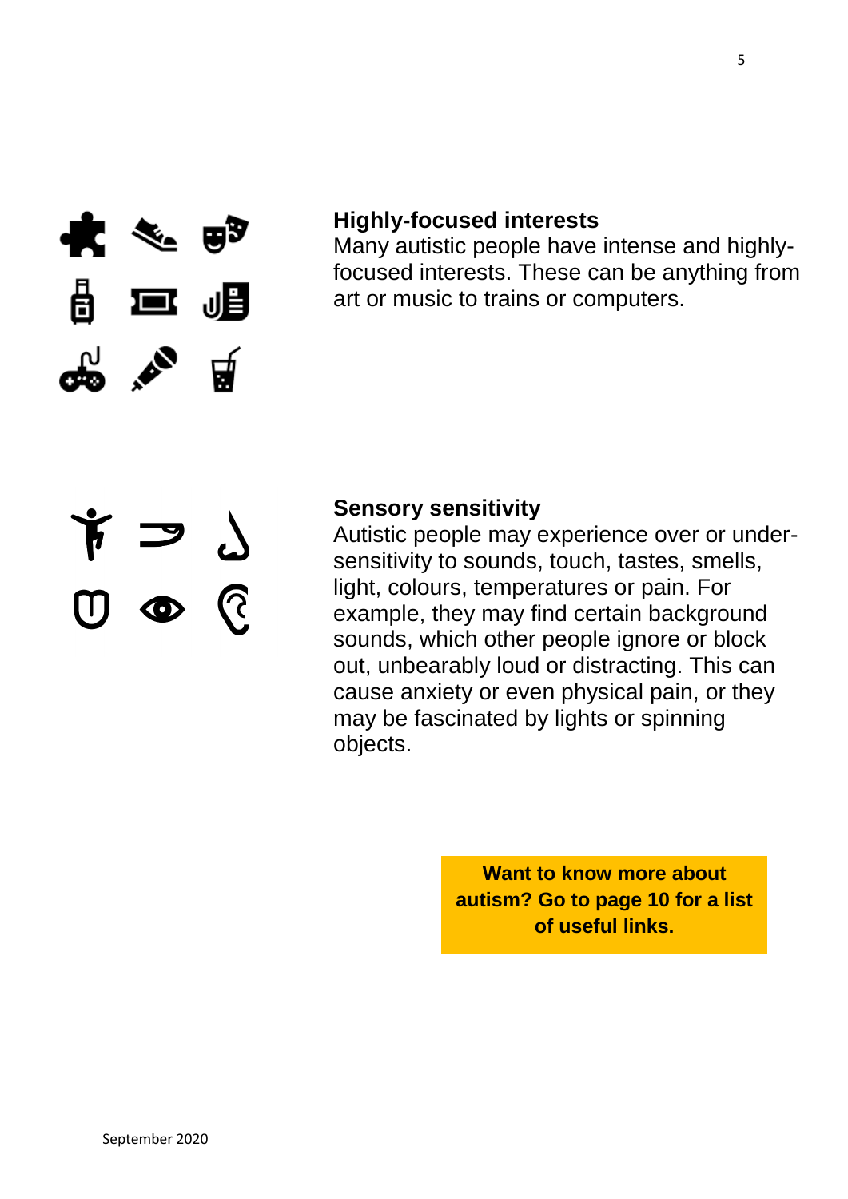## Highly-focused interests

Many autistic people have intense and highly-focused interests. These can be anything from art or music to trains or computers.

## Sensory sensitivity

Autistic people may experience over or under-sensitivity to sounds, touch, tastes, smells, light, colours, temperatures or pain. For example, they may find certain background sounds, which other people ignore or block out, unbearably loud or distracting. This can cause anxiety or even physical pain, or they may be fascinated by lights or spinning objects.

**Want to know more about autism? Go to page 10 for a list of useful links.**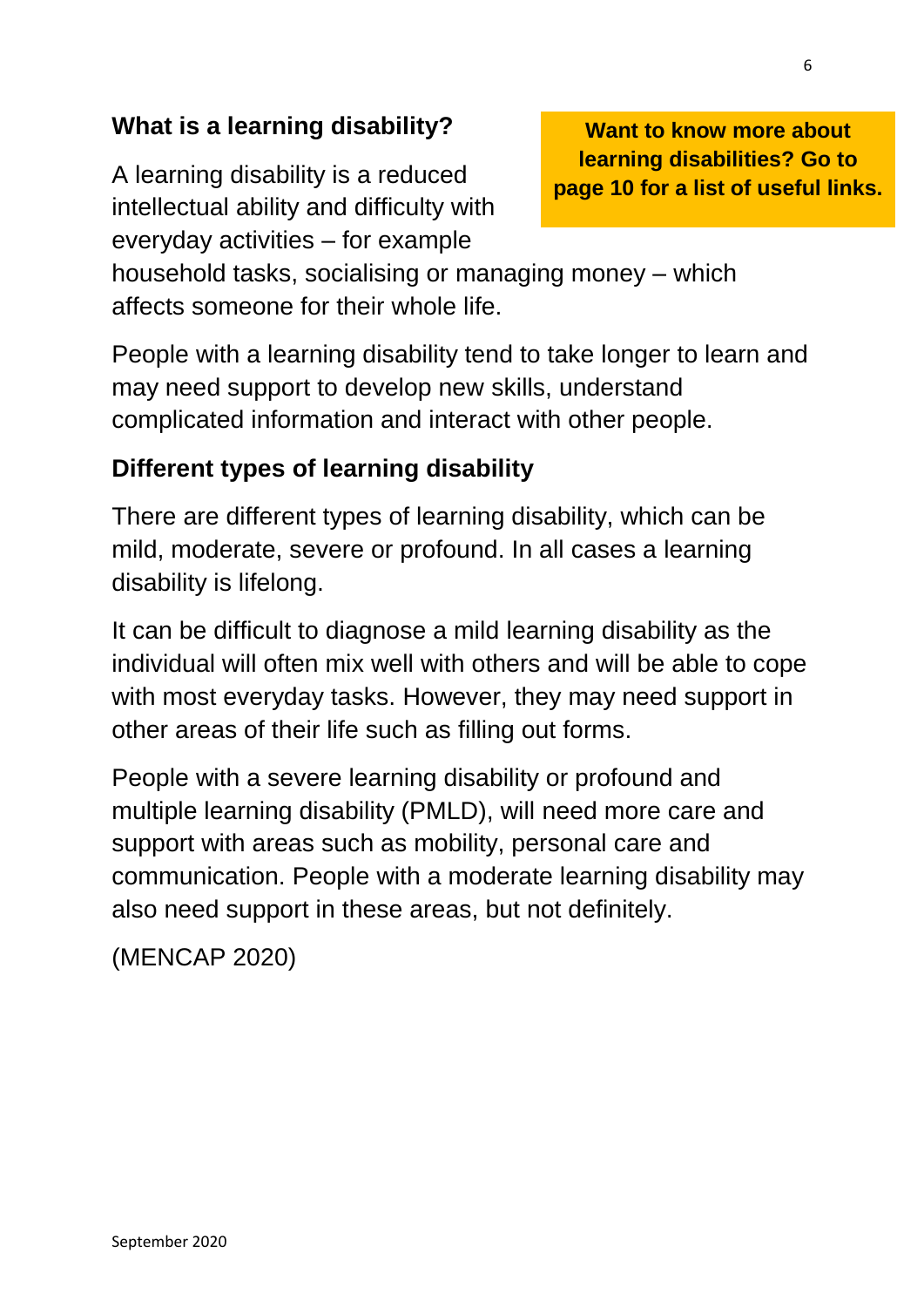## What is a learning disability?

**Want to know more about learning disabilities? Go to page 10 for a list of useful links.**

A learning disability is a reduced intellectual ability and difficulty with everyday activities – for example household tasks, socialising or managing money – which affects someone for their whole life.

People with a learning disability tend to take longer to learn and may need support to develop new skills, understand complicated information and interact with other people.

## Different types of learning disability

There are different types of learning disability, which can be mild, moderate, severe or profound. In all cases a learning disability is lifelong.

It can be difficult to diagnose a mild learning disability as the individual will often mix well with others and will be able to cope with most everyday tasks. However, they may need support in other areas of their life such as filling out forms.

People with a severe learning disability or profound and multiple learning disability (PMLD), will need more care and support with areas such as mobility, personal care and communication. People with a moderate learning disability may also need support in these areas, but not definitely.

(MENCAP 2020)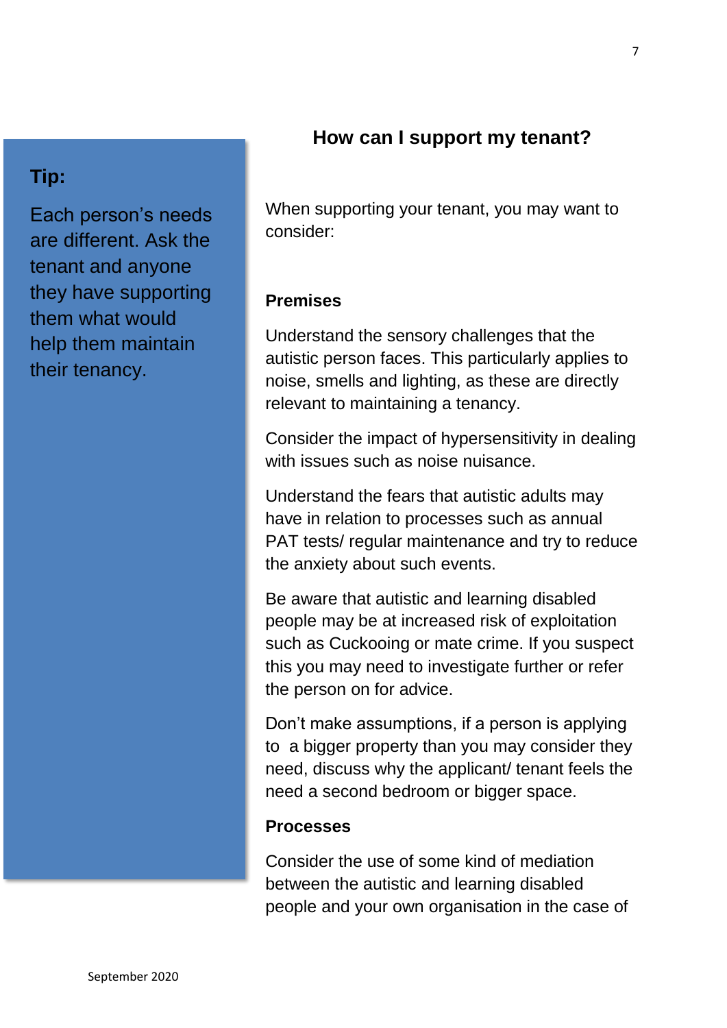## How can I support my tenant?

> **Tip:**
>
> Each person's needs are different. Ask the tenant and anyone they have supporting them what would help them maintain their tenancy.

When supporting your tenant, you may want to consider:

### Premises

Understand the sensory challenges that the autistic person faces. This particularly applies to noise, smells and lighting, as these are directly relevant to maintaining a tenancy.

Consider the impact of hypersensitivity in dealing with issues such as noise nuisance.

Understand the fears that autistic adults may have in relation to processes such as annual PAT tests/ regular maintenance and try to reduce the anxiety about such events.

Be aware that autistic and learning disabled people may be at increased risk of exploitation such as Cuckooing or mate crime. If you suspect this you may need to investigate further or refer the person on for advice.

Don't make assumptions, if a person is applying to a bigger property than you may consider they need, discuss why the applicant/ tenant feels the need a second bedroom or bigger space.

### Processes

Consider the use of some kind of mediation between the autistic and learning disabled people and your own organisation in the case of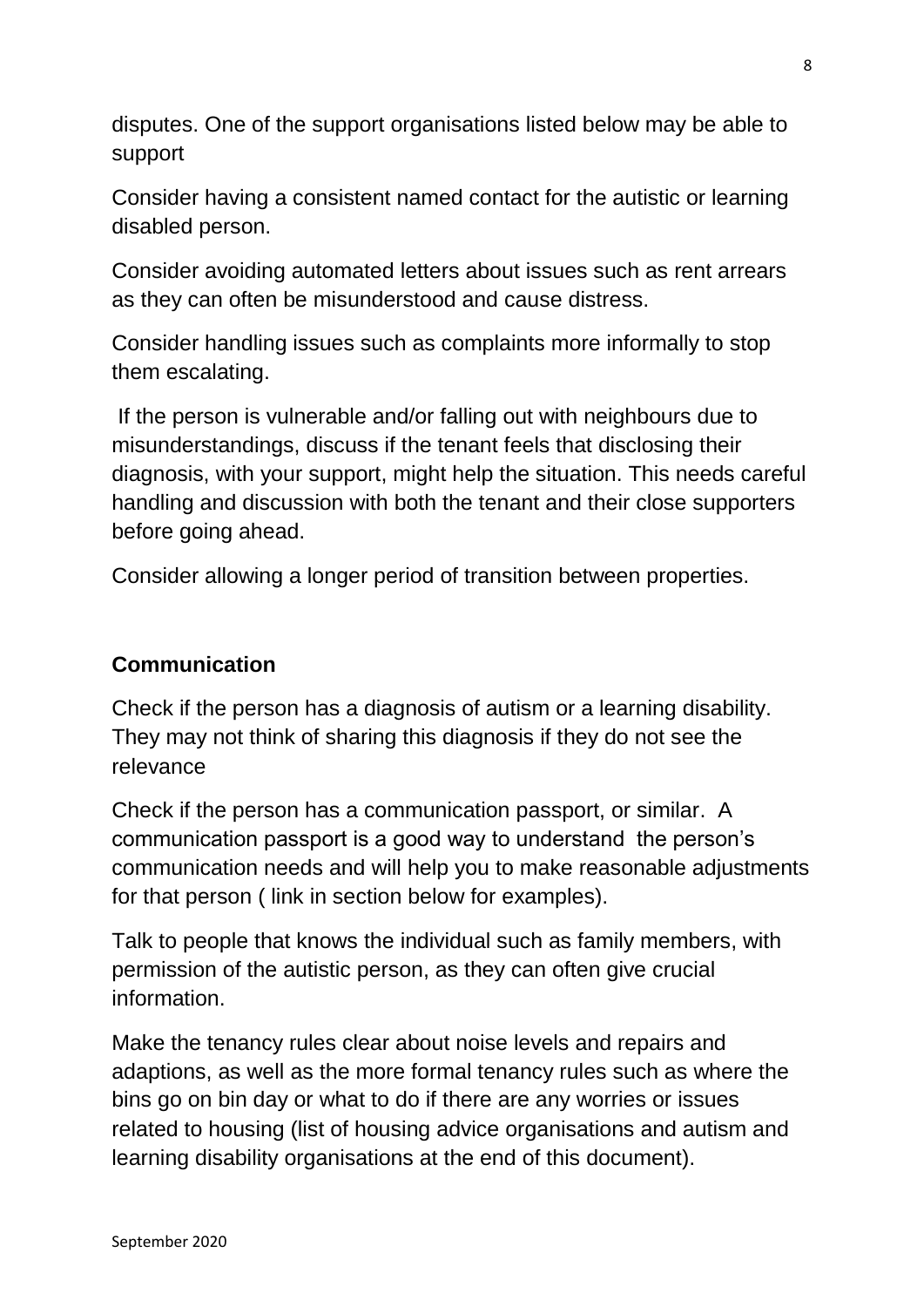disputes. One of the support organisations listed below may be able to support

Consider having a consistent named contact for the autistic or learning disabled person.

Consider avoiding automated letters about issues such as rent arrears as they can often be misunderstood and cause distress.

Consider handling issues such as complaints more informally to stop them escalating.

If the person is vulnerable and/or falling out with neighbours due to misunderstandings, discuss if the tenant feels that disclosing their diagnosis, with your support, might help the situation. This needs careful handling and discussion with both the tenant and their close supporters before going ahead.

Consider allowing a longer period of transition between properties.

**Communication**

Check if the person has a diagnosis of autism or a learning disability. They may not think of sharing this diagnosis if they do not see the relevance

Check if the person has a communication passport, or similar. A communication passport is a good way to understand the person's communication needs and will help you to make reasonable adjustments for that person ( link in section below for examples).

Talk to people that knows the individual such as family members, with permission of the autistic person, as they can often give crucial information.

Make the tenancy rules clear about noise levels and repairs and adaptions, as well as the more formal tenancy rules such as where the bins go on bin day or what to do if there are any worries or issues related to housing (list of housing advice organisations and autism and learning disability organisations at the end of this document).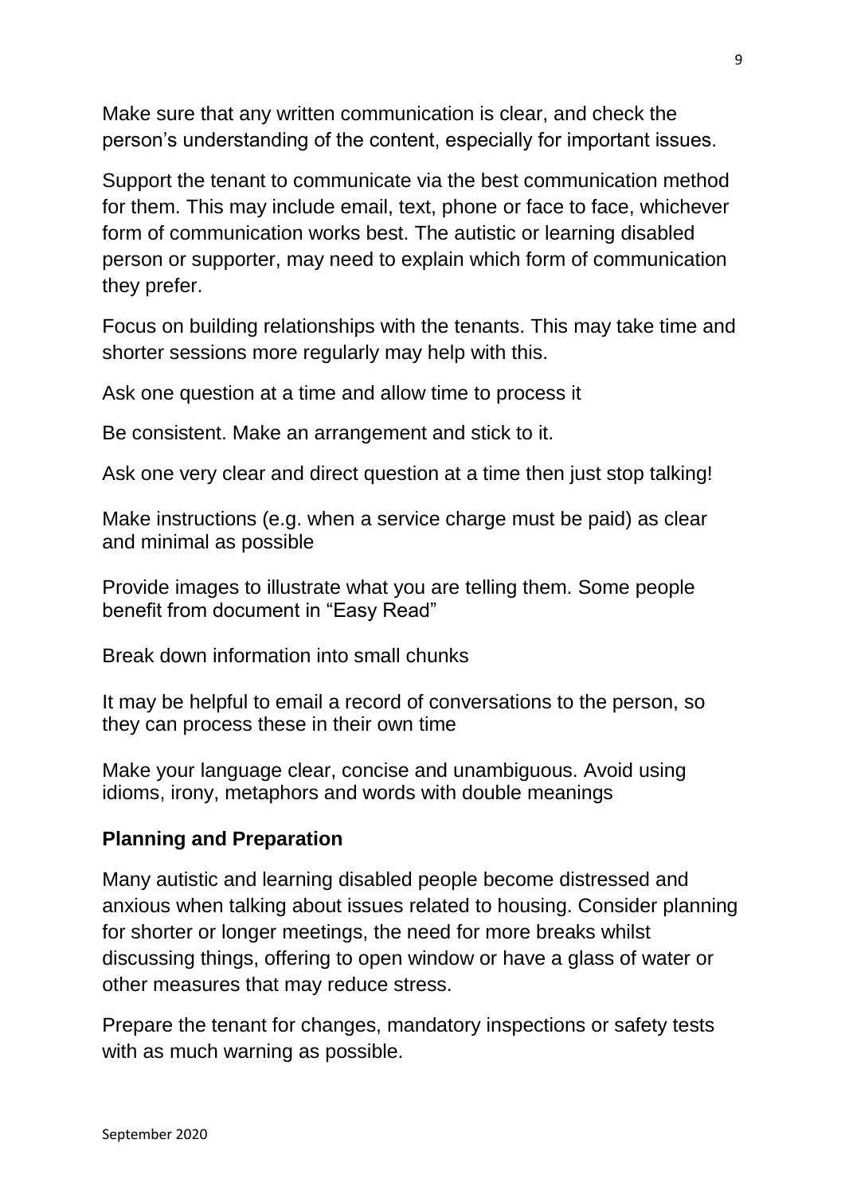Make sure that any written communication is clear, and check the person's understanding of the content, especially for important issues.

Support the tenant to communicate via the best communication method for them. This may include email, text, phone or face to face, whichever form of communication works best. The autistic or learning disabled person or supporter, may need to explain which form of communication they prefer.

Focus on building relationships with the tenants. This may take time and shorter sessions more regularly may help with this.

Ask one question at a time and allow time to process it

Be consistent. Make an arrangement and stick to it.

Ask one very clear and direct question at a time then just stop talking!

Make instructions (e.g. when a service charge must be paid) as clear and minimal as possible

Provide images to illustrate what you are telling them. Some people benefit from document in "Easy Read"

Break down information into small chunks

It may be helpful to email a record of conversations to the person, so they can process these in their own time

Make your language clear, concise and unambiguous. Avoid using idioms, irony, metaphors and words with double meanings

**Planning and Preparation**

Many autistic and learning disabled people become distressed and anxious when talking about issues related to housing. Consider planning for shorter or longer meetings, the need for more breaks whilst discussing things, offering to open window or have a glass of water or other measures that may reduce stress.

Prepare the tenant for changes, mandatory inspections or safety tests with as much warning as possible.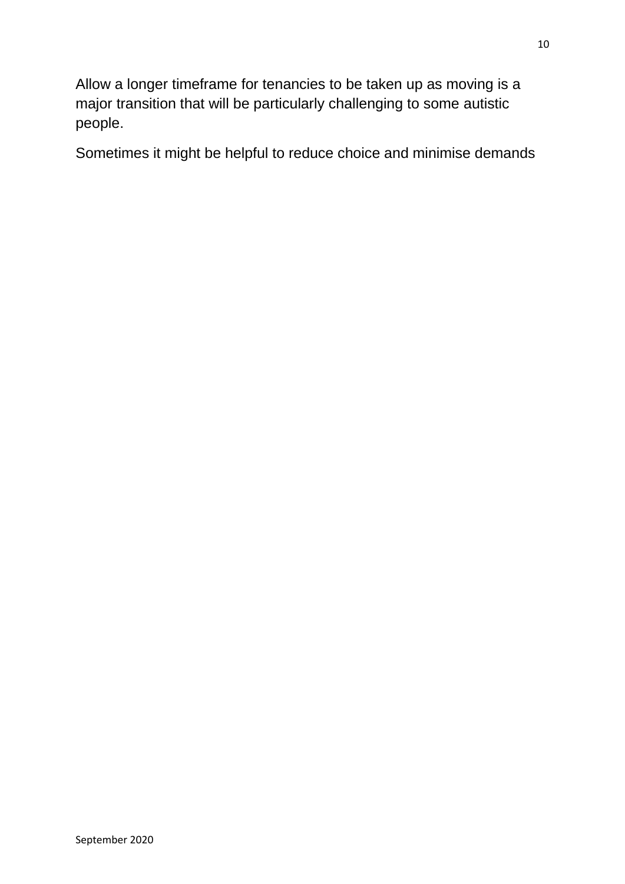Allow a longer timeframe for tenancies to be taken up as moving is a major transition that will be particularly challenging to some autistic people.

Sometimes it might be helpful to reduce choice and minimise demands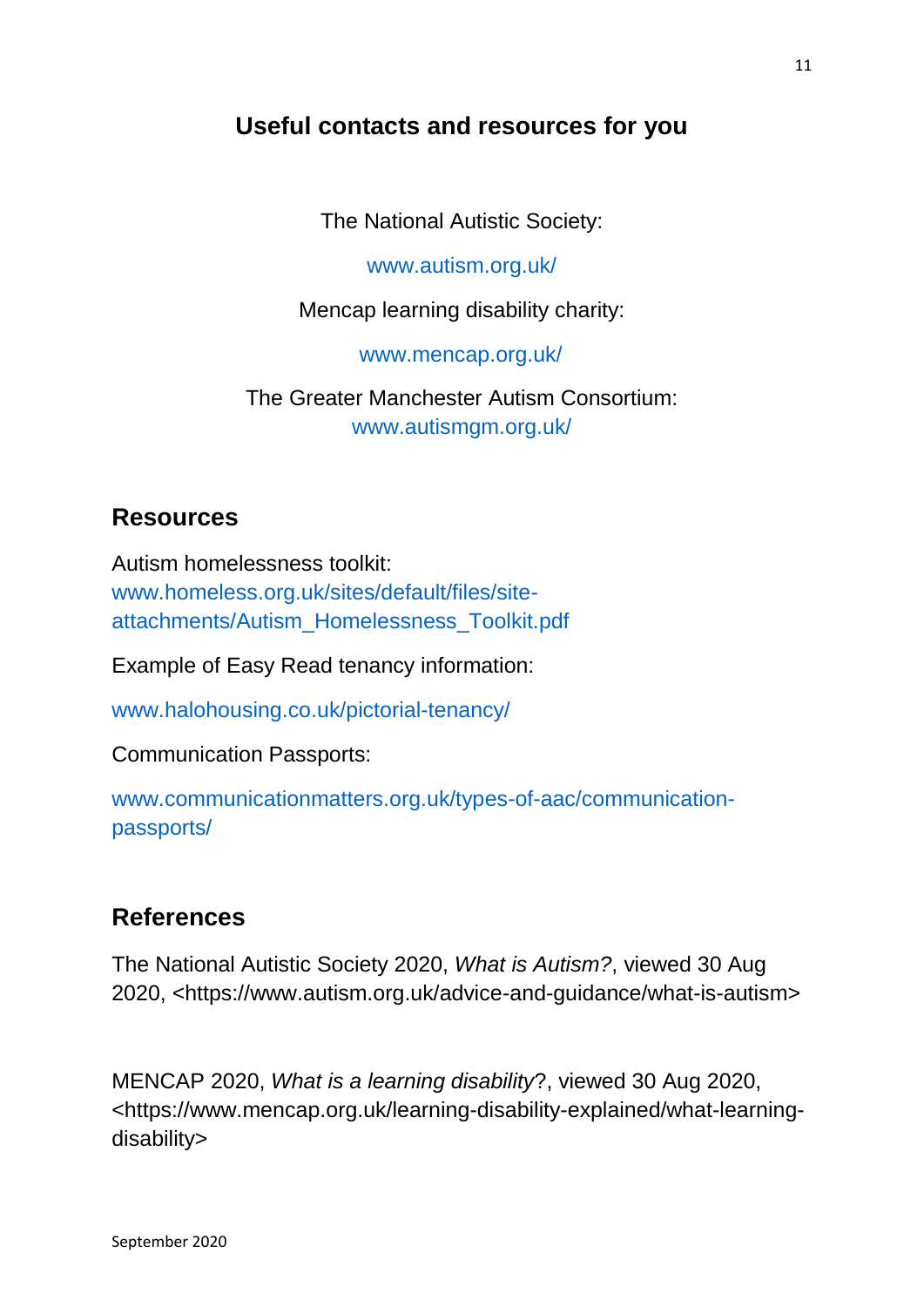## Useful contacts and resources for you

The National Autistic Society:

www.autism.org.uk/

Mencap learning disability charity:

www.mencap.org.uk/

The Greater Manchester Autism Consortium:
www.autismgm.org.uk/

## Resources

Autism homelessness toolkit:
www.homeless.org.uk/sites/default/files/site-attachments/Autism_Homelessness_Toolkit.pdf

Example of Easy Read tenancy information:

www.halohousing.co.uk/pictorial-tenancy/

Communication Passports:

www.communicationmatters.org.uk/types-of-aac/communication-passports/

## References

The National Autistic Society 2020, *What is Autism?*, viewed 30 Aug 2020, <https://www.autism.org.uk/advice-and-guidance/what-is-autism>

MENCAP 2020, *What is a learning disability*?, viewed 30 Aug 2020, <https://www.mencap.org.uk/learning-disability-explained/what-learning-disability>

September 2020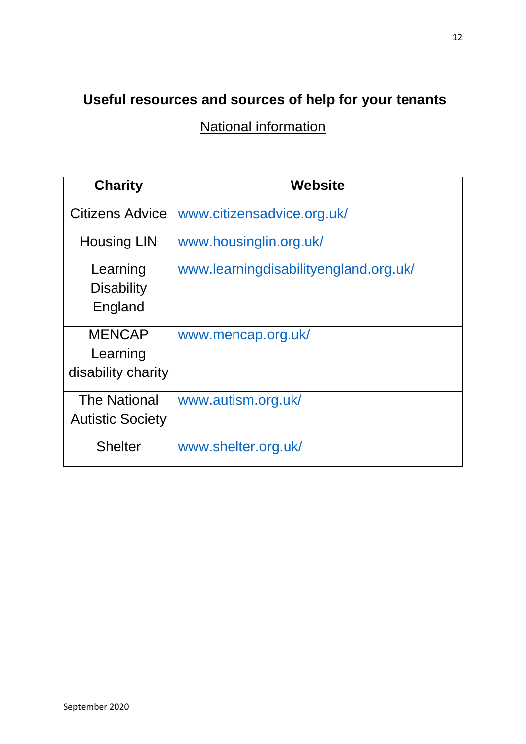## Useful resources and sources of help for your tenants

National information

| Charity | Website |
|---|---|
| Citizens Advice | www.citizensadvice.org.uk/ |
| Housing LIN | www.housinglin.org.uk/ |
| Learning Disability England | www.learningdisabilityengland.org.uk/ |
| MENCAP Learning disability charity | www.mencap.org.uk/ |
| The National Autistic Society | www.autism.org.uk/ |
| Shelter | www.shelter.org.uk/ |

September 2020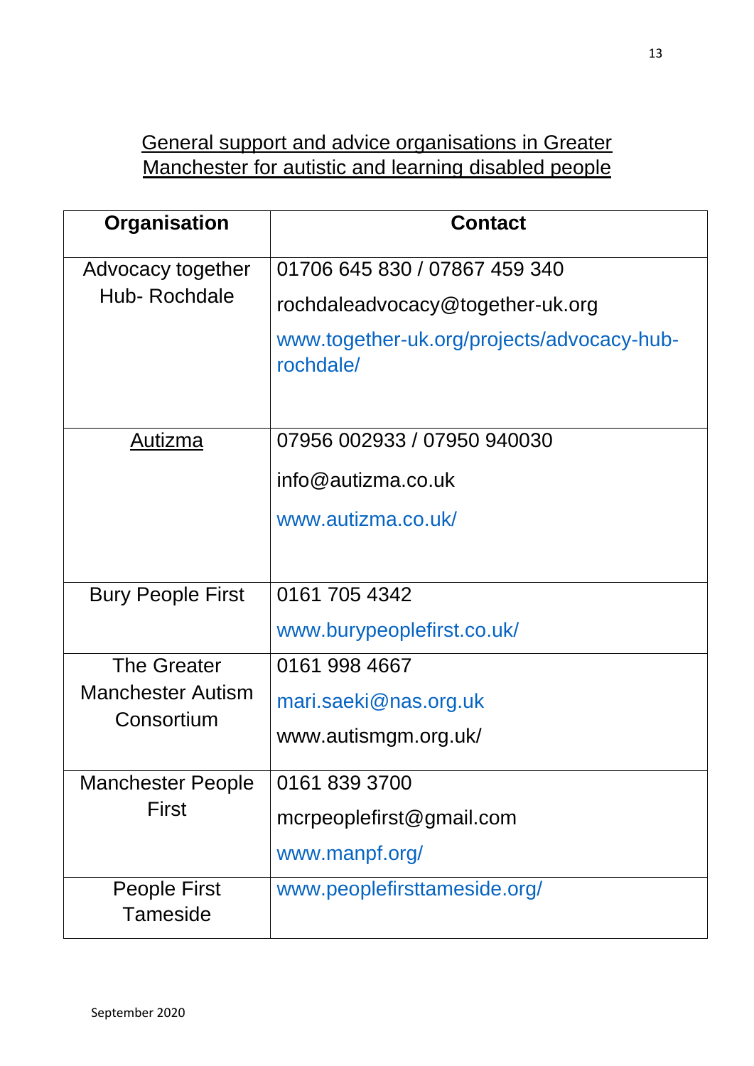## General support and advice organisations in Greater Manchester for autistic and learning disabled people

| Organisation | Contact |
|---|---|
| Advocacy together Hub- Rochdale | 01706 645 830 / 07867 459 340<br>rochdaleadvocacy@together-uk.org<br>www.together-uk.org/projects/advocacy-hub-rochdale/ |
| Autizma | 07956 002933 / 07950 940030<br>info@autizma.co.uk<br>www.autizma.co.uk/ |
| Bury People First | 0161 705 4342<br>www.burypeoplefirst.co.uk/ |
| The Greater Manchester Autism Consortium | 0161 998 4667<br>mari.saeki@nas.org.uk<br>www.autismgm.org.uk/ |
| Manchester People First | 0161 839 3700<br>mcrpeoplefirst@gmail.com<br>www.manpf.org/ |
| People First Tameside | www.peoplefirsttameside.org/ |

September 2020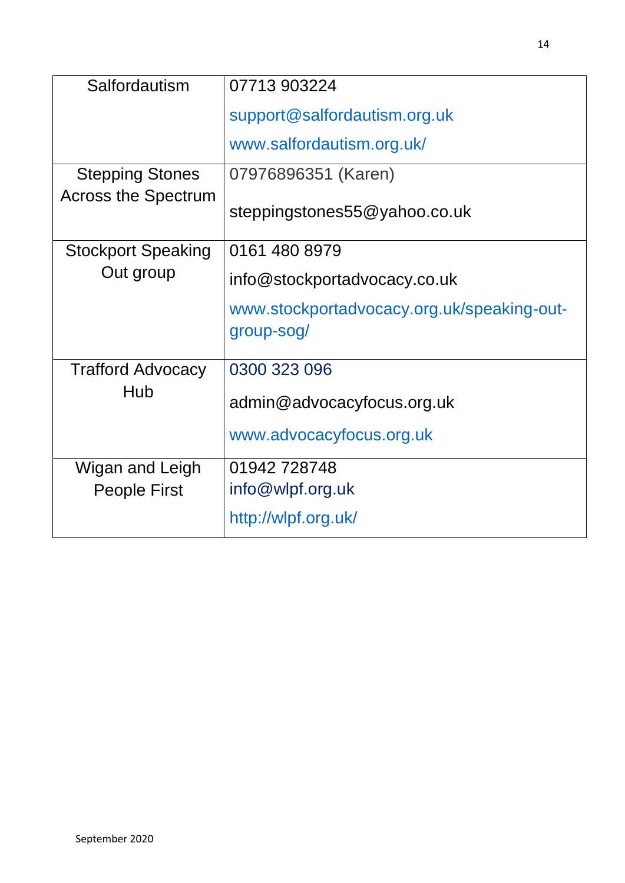| Salfordautism | 07713 903224<br>support@salfordautism.org.uk<br>www.salfordautism.org.uk/ |
|---|---|
| Stepping Stones Across the Spectrum | 07976896351 (Karen)<br>steppingstones55@yahoo.co.uk |
| Stockport Speaking Out group | 0161 480 8979<br>info@stockportadvocacy.co.uk<br>www.stockportadvocacy.org.uk/speaking-out-group-sog/ |
| Trafford Advocacy Hub | 0300 323 096<br>admin@advocacyfocus.org.uk<br>www.advocacyfocus.org.uk |
| Wigan and Leigh People First | 01942 728748<br>info@wlpf.org.uk<br>http://wlpf.org.uk/ |

September 2020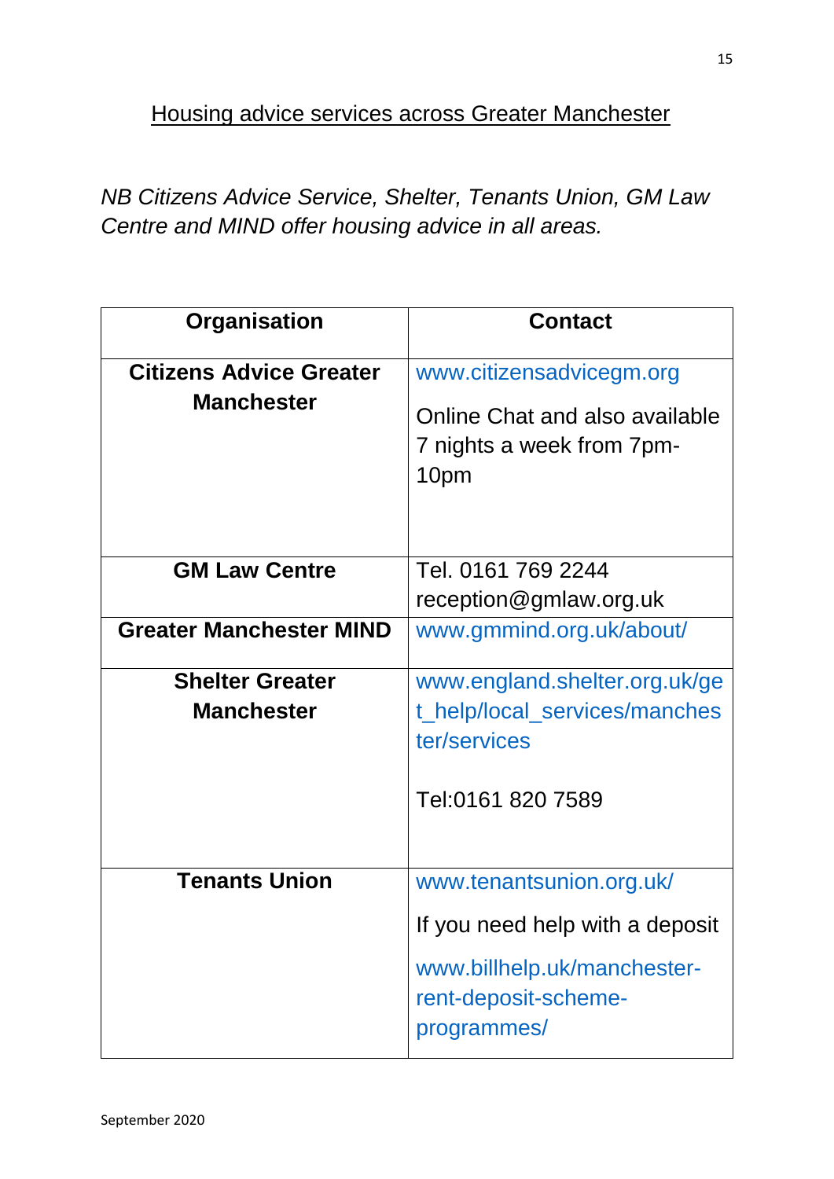## Housing advice services across Greater Manchester

*NB Citizens Advice Service, Shelter, Tenants Union, GM Law Centre and MIND offer housing advice in all areas.*

| Organisation | Contact |
|---|---|
| **Citizens Advice Greater Manchester** | www.citizensadvicegm.org<br>Online Chat and also available 7 nights a week from 7pm-10pm |
| **GM Law Centre** | Tel. 0161 769 2244<br>reception@gmlaw.org.uk |
| **Greater Manchester MIND** | www.gmmind.org.uk/about/ |
| **Shelter Greater Manchester** | www.england.shelter.org.uk/get_help/local_services/manchester/services<br><br>Tel:0161 820 7589 |
| **Tenants Union** | www.tenantsunion.org.uk/<br>If you need help with a deposit<br>www.billhelp.uk/manchester-rent-deposit-scheme-programmes/ |

September 2020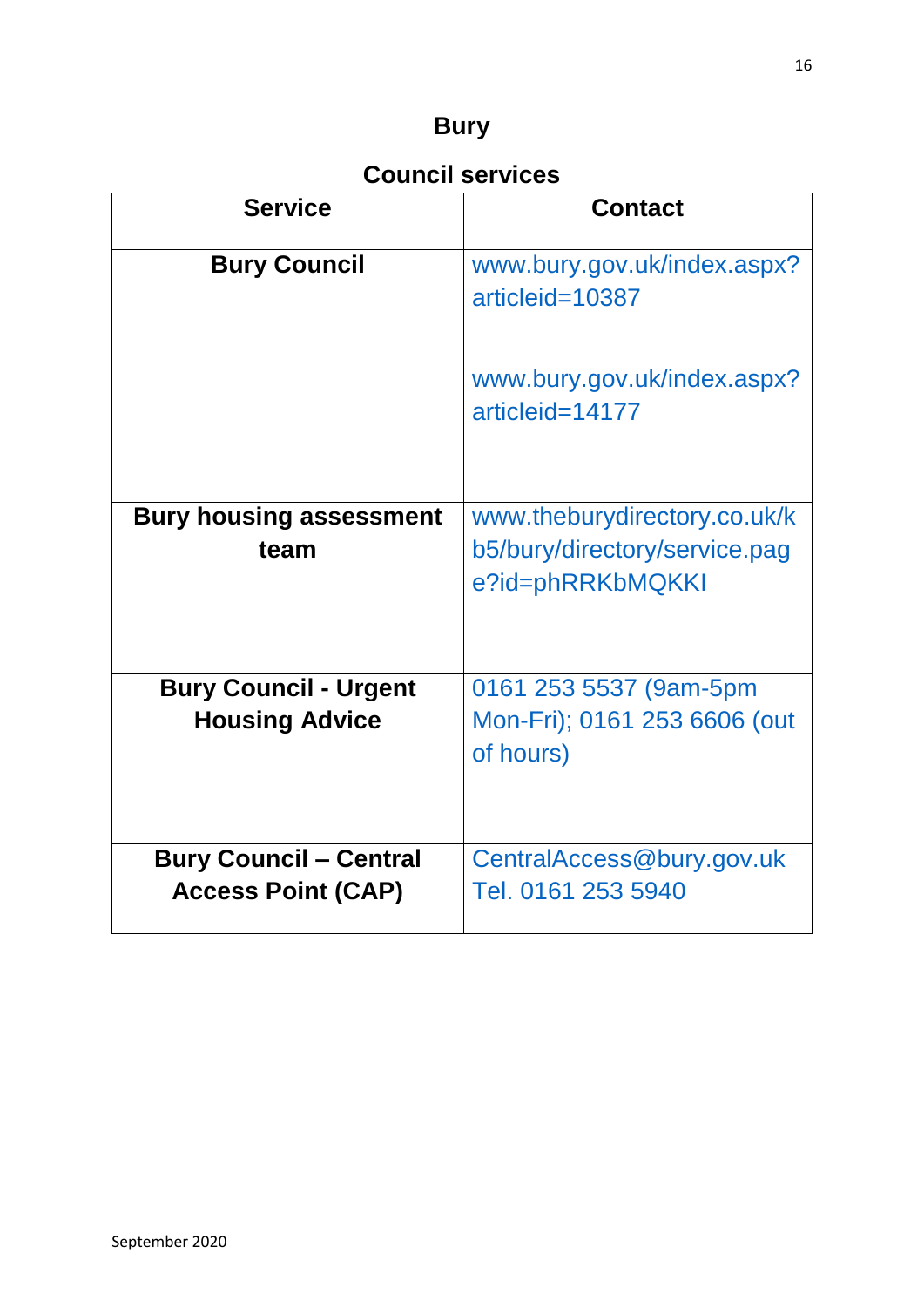# Bury

## Council services

| Service | Contact |
|---|---|
| **Bury Council** | www.bury.gov.uk/index.aspx?articleid=10387<br><br>www.bury.gov.uk/index.aspx?articleid=14177 |
| **Bury housing assessment team** | www.theburydirectory.co.uk/kb5/bury/directory/service.page?id=phRRKbMQKKI |
| **Bury Council - Urgent Housing Advice** | 0161 253 5537 (9am-5pm Mon-Fri); 0161 253 6606 (out of hours) |
| **Bury Council – Central Access Point (CAP)** | CentralAccess@bury.gov.uk<br>Tel. 0161 253 5940 |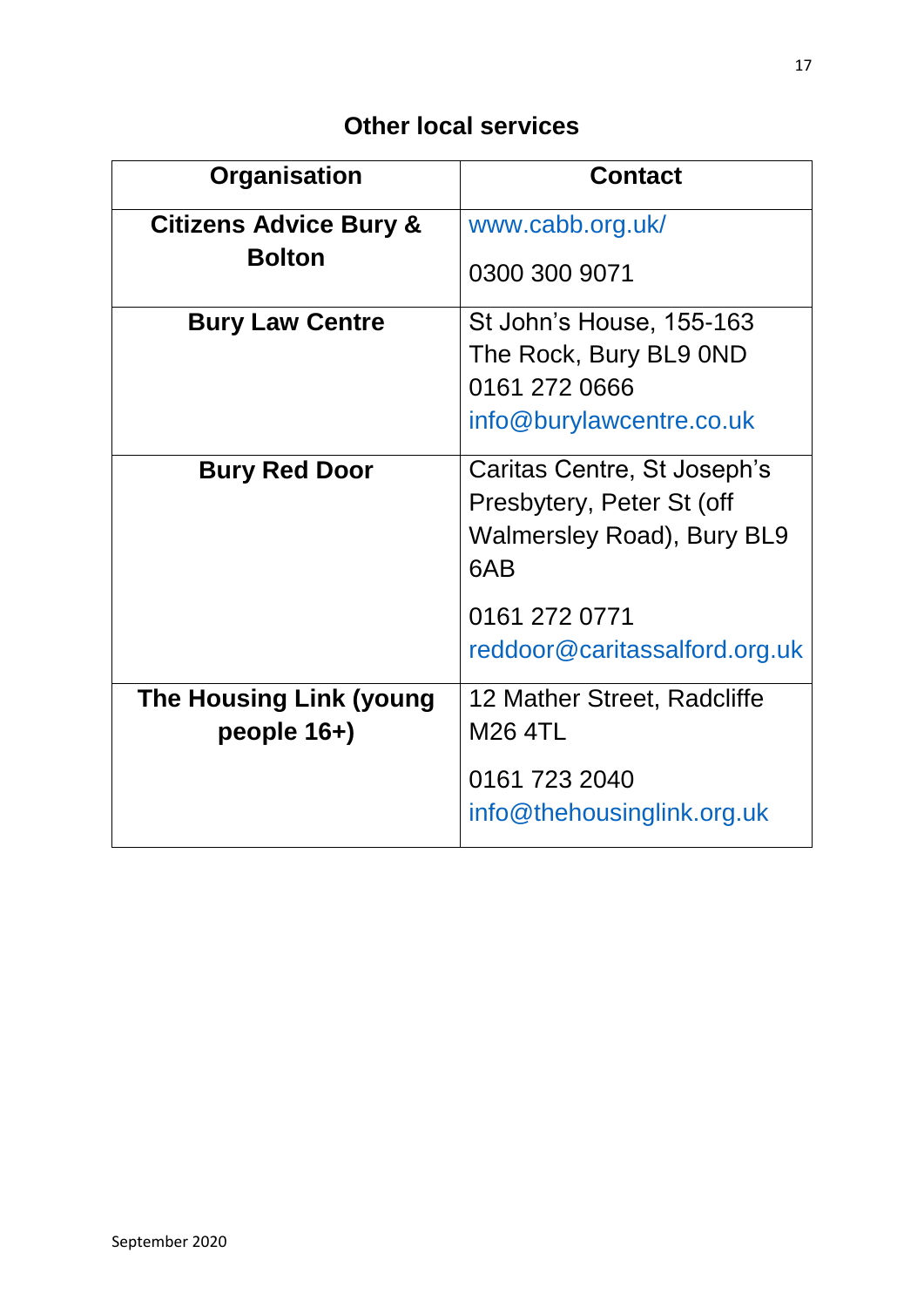## Other local services

| Organisation | Contact |
|---|---|
| **Citizens Advice Bury & Bolton** | www.cabb.org.uk/<br>0300 300 9071 |
| **Bury Law Centre** | St John's House, 155-163 The Rock, Bury BL9 0ND<br>0161 272 0666<br>info@burylawcentre.co.uk |
| **Bury Red Door** | Caritas Centre, St Joseph's Presbytery, Peter St (off Walmersley Road), Bury BL9 6AB<br>0161 272 0771<br>reddoor@caritassalford.org.uk |
| **The Housing Link (young people 16+)** | 12 Mather Street, Radcliffe M26 4TL<br>0161 723 2040<br>info@thehousinglink.org.uk |

September 2020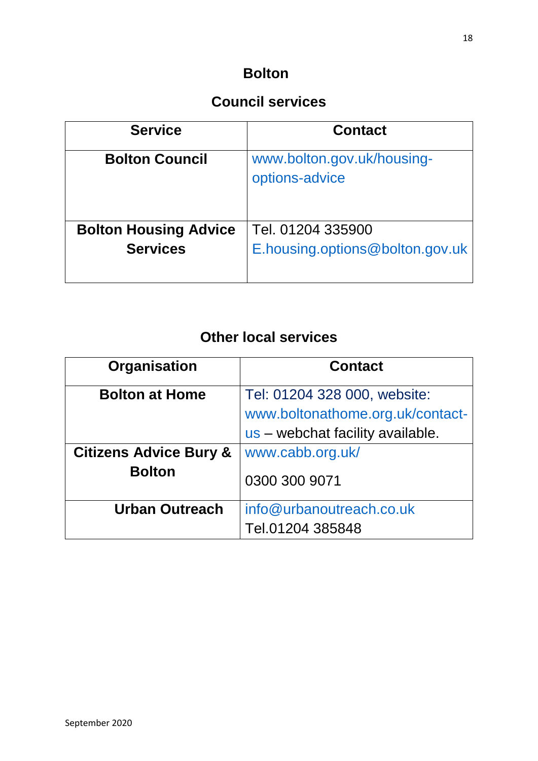# Bolton

## Council services

| Service | Contact |
| --- | --- |
| **Bolton Council** | www.bolton.gov.uk/housing-options-advice |
| **Bolton Housing Advice Services** | Tel. 01204 335900 E.housing.options@bolton.gov.uk |

## Other local services

| Organisation | Contact |
| --- | --- |
| **Bolton at Home** | Tel: 01204 328 000, website: www.boltonathome.org.uk/contact-us – webchat facility available. |
| **Citizens Advice Bury & Bolton** | www.cabb.org.uk/ 0300 300 9071 |
| **Urban Outreach** | info@urbanoutreach.co.uk Tel.01204 385848 |

September 2020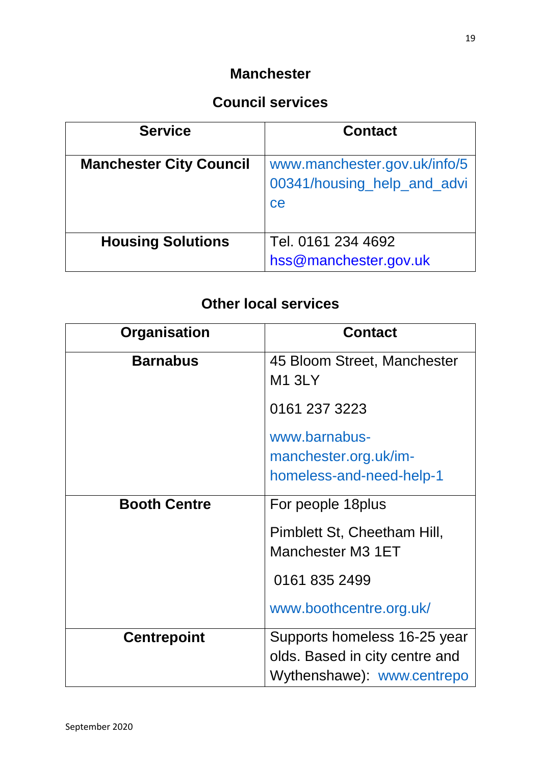## Manchester

### Council services

| Service | Contact |
| --- | --- |
| **Manchester City Council** | www.manchester.gov.uk/info/500341/housing_help_and_advice |
| **Housing Solutions** | Tel. 0161 234 4692 hss@manchester.gov.uk |

### Other local services

| Organisation | Contact |
| --- | --- |
| **Barnabus** | 45 Bloom Street, Manchester M1 3LY<br><br>0161 237 3223<br><br>www.barnabus-manchester.org.uk/im-homeless-and-need-help-1 |
| **Booth Centre** | For people 18plus<br><br>Pimblett St, Cheetham Hill, Manchester M3 1ET<br><br>0161 835 2499<br><br>www.boothcentre.org.uk/ |
| **Centrepoint** | Supports homeless 16-25 year olds. Based in city centre and Wythenshawe): www.centrepo |

September 2020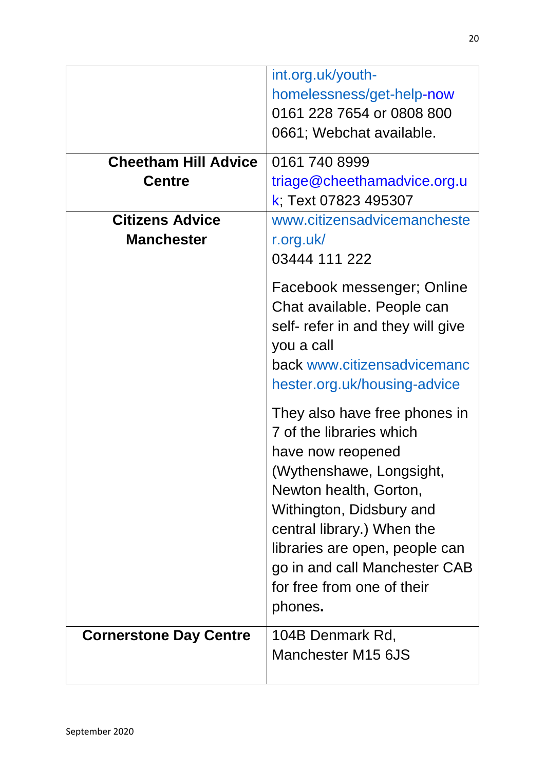| | |
|---|---|
| | int.org.uk/youth-homelessness/get-help-now 0161 228 7654 or 0808 800 0661; Webchat available. |
| **Cheetham Hill Advice Centre** | 0161 740 8999 triage@cheethamadvice.org.uk; Text 07823 495307 |
| **Citizens Advice Manchester** | www.citizensadvicemanchester.org.uk/ 03444 111 222<br><br>Facebook messenger; Online Chat available. People can self- refer in and they will give you a call back www.citizensadvicemanchester.org.uk/housing-advice<br><br>They also have free phones in 7 of the libraries which have now reopened (Wythenshawe, Longsight, Newton health, Gorton, Withington, Didsbury and central library.) When the libraries are open, people can go in and call Manchester CAB for free from one of their phones**.** |
| **Cornerstone Day Centre** | 104B Denmark Rd, Manchester M15 6JS |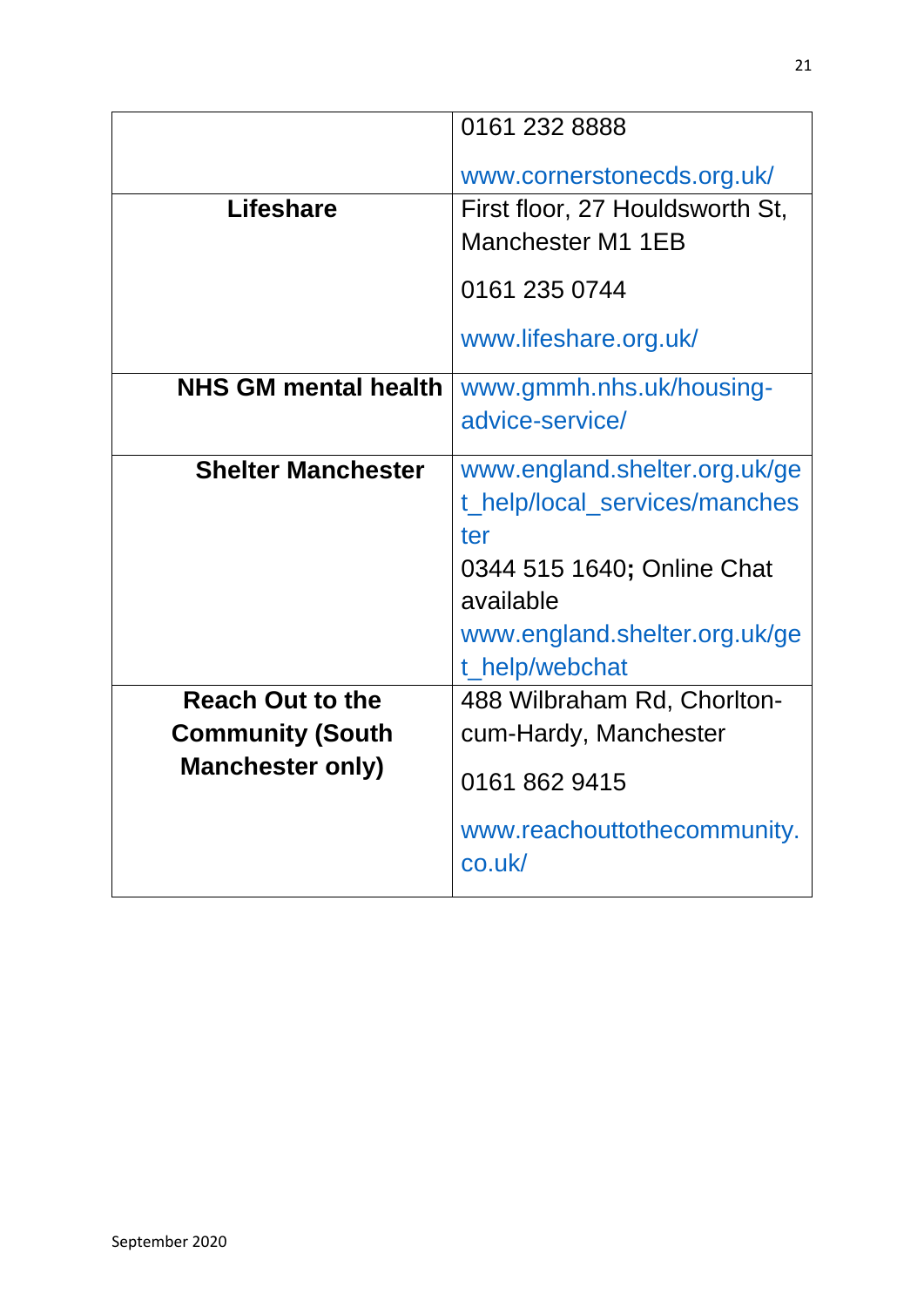| | |
|---|---|
| | 0161 232 8888<br><br>www.cornerstonecds.org.uk/ |
| **Lifeshare** | First floor, 27 Houldsworth St, Manchester M1 1EB<br><br>0161 235 0744<br><br>www.lifeshare.org.uk/ |
| **NHS GM mental health** | www.gmmh.nhs.uk/housing-advice-service/ |
| **Shelter Manchester** | www.england.shelter.org.uk/get_help/local_services/manchester<br>0344 515 1640**;** Online Chat available<br>www.england.shelter.org.uk/get_help/webchat |
| **Reach Out to the Community (South Manchester only)** | 488 Wilbraham Rd, Chorlton-cum-Hardy, Manchester<br><br>0161 862 9415<br><br>www.reachouttothecommunity.co.uk/ |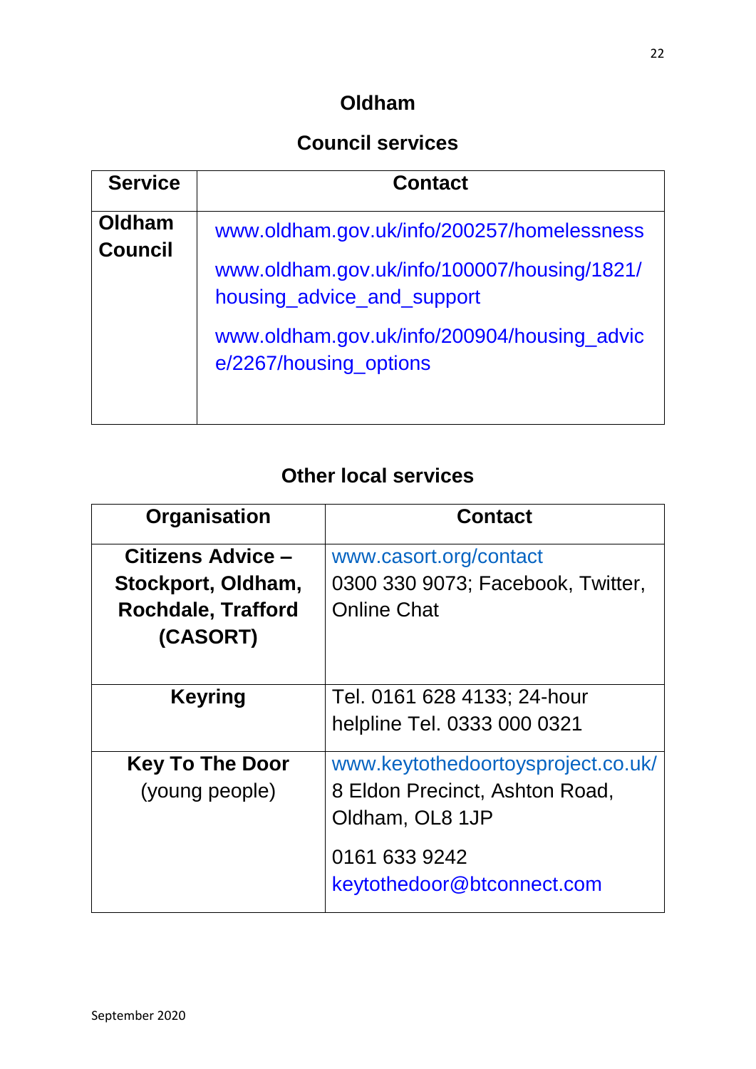## Oldham

### Council services

| Service | Contact |
|---|---|
| **Oldham Council** | www.oldham.gov.uk/info/200257/homelessness<br><br>www.oldham.gov.uk/info/100007/housing/1821/housing_advice_and_support<br><br>www.oldham.gov.uk/info/200904/housing_advice/2267/housing_options |

### Other local services

| Organisation | Contact |
|---|---|
| **Citizens Advice – Stockport, Oldham, Rochdale, Trafford (CASORT)** | www.casort.org/contact<br>0300 330 9073; Facebook, Twitter, Online Chat |
| **Keyring** | Tel. 0161 628 4133; 24-hour helpline Tel. 0333 000 0321 |
| **Key To The Door** (young people) | www.keytothedoortoysproject.co.uk/<br>8 Eldon Precinct, Ashton Road, Oldham, OL8 1JP<br><br>0161 633 9242<br>keytothedoor@btconnect.com |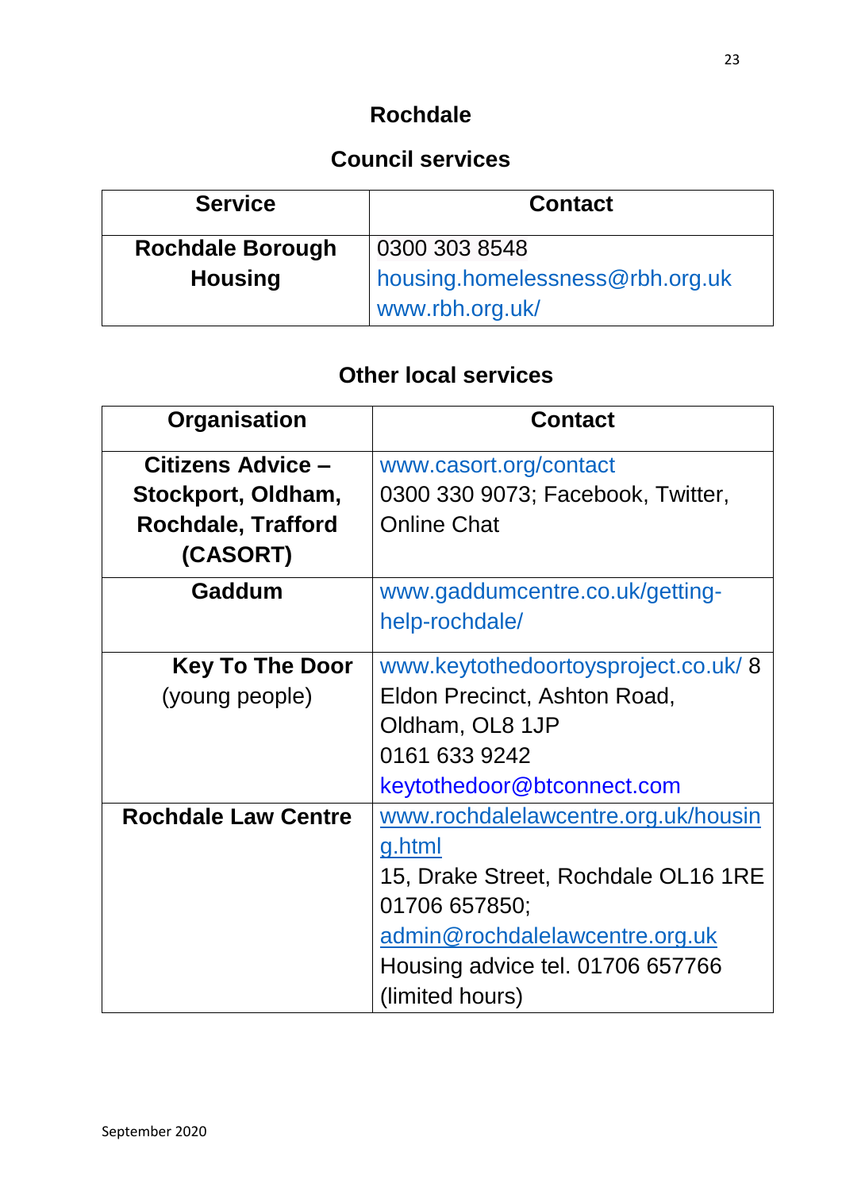# Rochdale

## Council services

| Service | Contact |
| --- | --- |
| **Rochdale Borough Housing** | 0300 303 8548<br>housing.homelessness@rbh.org.uk<br>www.rbh.org.uk/ |

## Other local services

| Organisation | Contact |
| --- | --- |
| **Citizens Advice – Stockport, Oldham, Rochdale, Trafford (CASORT)** | www.casort.org/contact<br>0300 330 9073; Facebook, Twitter, Online Chat |
| **Gaddum** | www.gaddumcentre.co.uk/getting-help-rochdale/ |
| **Key To The Door** (young people) | www.keytothedoortoysproject.co.uk/ 8 Eldon Precinct, Ashton Road, Oldham, OL8 1JP<br>0161 633 9242<br>keytothedoor@btconnect.com |
| **Rochdale Law Centre** | www.rochdalelawcentre.org.uk/housing.html<br>15, Drake Street, Rochdale OL16 1RE<br>01706 657850;<br>admin@rochdalelawcentre.org.uk<br>Housing advice tel. 01706 657766 (limited hours) |

September 2020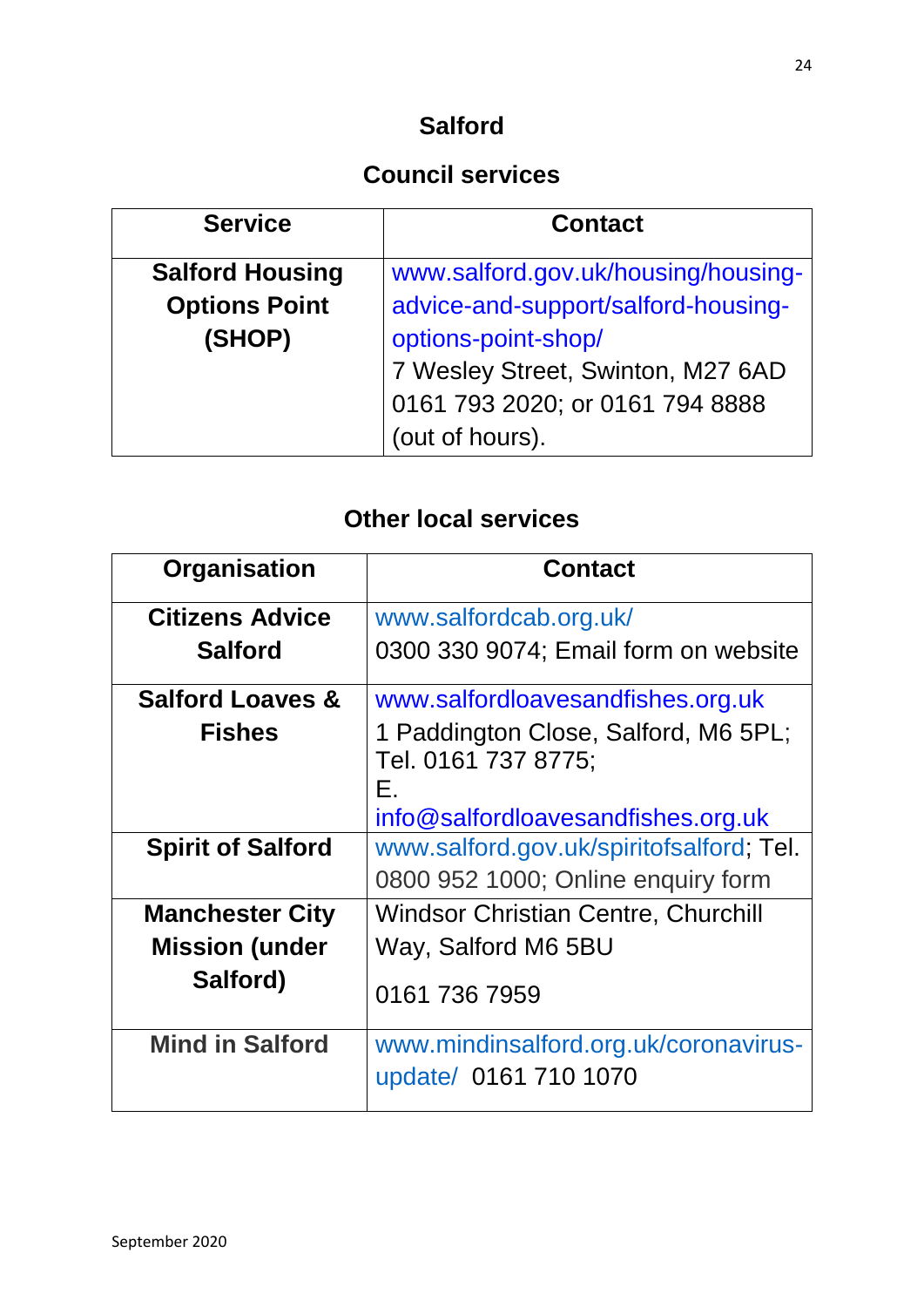## Salford

### Council services

| Service | Contact |
|---|---|
| **Salford Housing Options Point (SHOP)** | www.salford.gov.uk/housing/housing-advice-and-support/salford-housing-options-point-shop/ 7 Wesley Street, Swinton, M27 6AD 0161 793 2020; or 0161 794 8888 (out of hours). |

### Other local services

| Organisation | Contact |
|---|---|
| **Citizens Advice Salford** | www.salfordcab.org.uk/ 0300 330 9074; Email form on website |
| **Salford Loaves & Fishes** | www.salfordloavesandfishes.org.uk 1 Paddington Close, Salford, M6 5PL; Tel. 0161 737 8775; E. info@salfordloavesandfishes.org.uk |
| **Spirit of Salford** | www.salford.gov.uk/spiritofsalford; Tel. 0800 952 1000; Online enquiry form |
| **Manchester City Mission (under Salford)** | Windsor Christian Centre, Churchill Way, Salford M6 5BU 0161 736 7959 |
| **Mind in Salford** | www.mindinsalford.org.uk/coronavirus-update/ 0161 710 1070 |

September 2020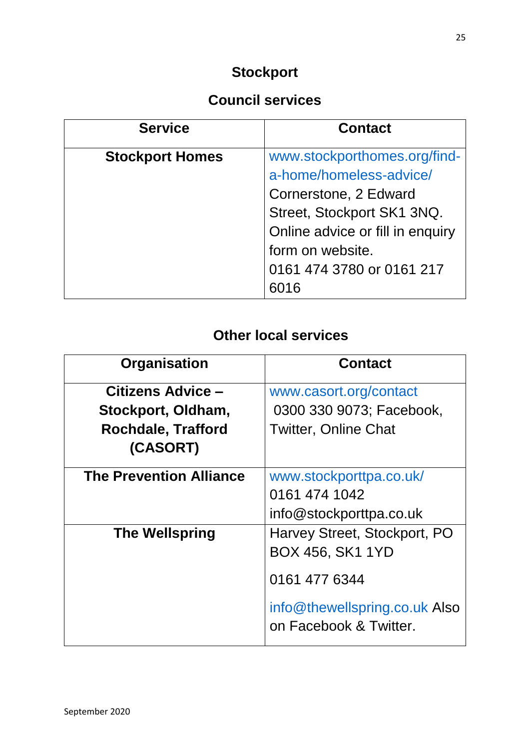# Stockport

## Council services

| Service | Contact |
|---|---|
| **Stockport Homes** | www.stockporthomes.org/find-a-home/homeless-advice/ Cornerstone, 2 Edward Street, Stockport SK1 3NQ. Online advice or fill in enquiry form on website. 0161 474 3780 or 0161 217 6016 |

## Other local services

| Organisation | Contact |
|---|---|
| **Citizens Advice – Stockport, Oldham, Rochdale, Trafford (CASORT)** | www.casort.org/contact 0300 330 9073; Facebook, Twitter, Online Chat |
| **The Prevention Alliance** | www.stockporttpa.co.uk/ 0161 474 1042 info@stockporttpa.co.uk |
| **The Wellspring** | Harvey Street, Stockport, PO BOX 456, SK1 1YD<br><br>0161 477 6344<br><br>info@thewellspring.co.uk Also on Facebook & Twitter. |

September 2020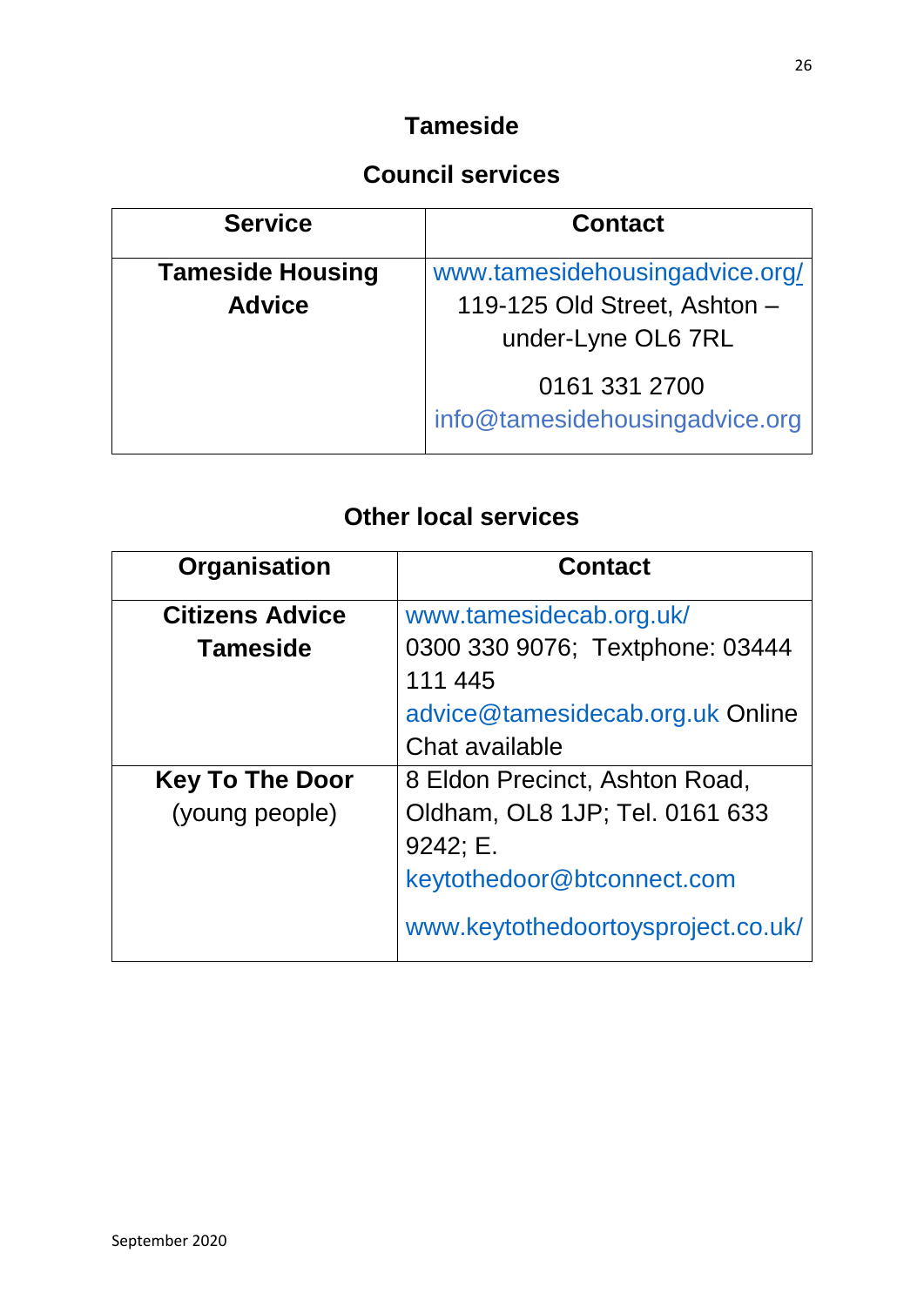## Tameside

### Council services

| Service | Contact |
|---|---|
| **Tameside Housing Advice** | www.tamesidehousingadvice.org/ 119-125 Old Street, Ashton – under-Lyne OL6 7RL<br>0161 331 2700 info@tamesidehousingadvice.org |

### Other local services

| Organisation | Contact |
|---|---|
| **Citizens Advice Tameside** | www.tamesidecab.org.uk/ 0300 330 9076; Textphone: 03444 111 445 advice@tamesidecab.org.uk Online Chat available |
| **Key To The Door** (young people) | 8 Eldon Precinct, Ashton Road, Oldham, OL8 1JP; Tel. 0161 633 9242; E. keytothedoor@btconnect.com<br>www.keytothedoortoysproject.co.uk/ |

September 2020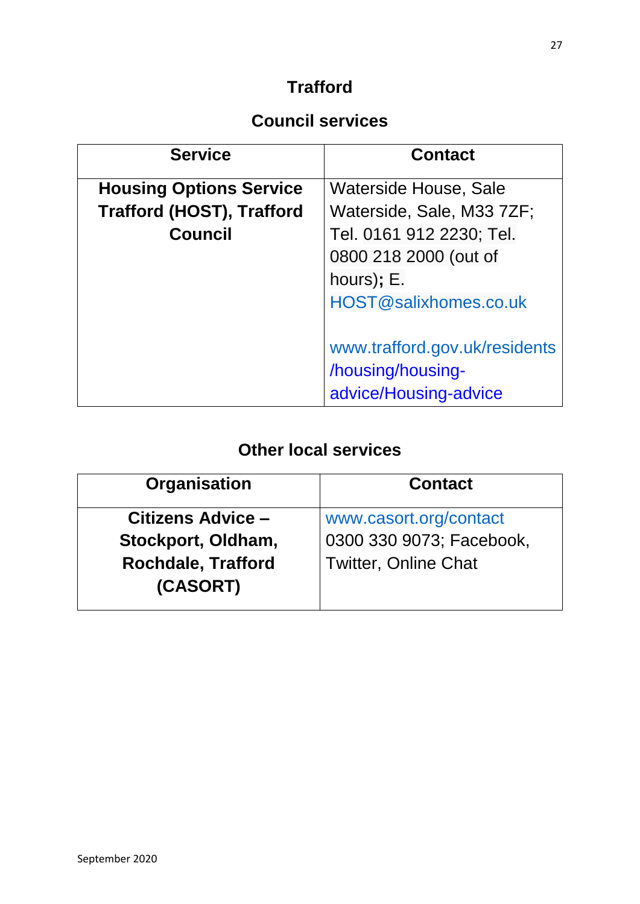# Trafford

## Council services

| Service | Contact |
| --- | --- |
| **Housing Options Service Trafford (HOST), Trafford Council** | Waterside House, Sale Waterside, Sale, M33 7ZF; Tel. 0161 912 2230; Tel. 0800 218 2000 (out of hours)**;** E. HOST@salixhomes.co.uk<br><br>www.trafford.gov.uk/residents/housing/housing-advice/Housing-advice |

## Other local services

| Organisation | Contact |
| --- | --- |
| **Citizens Advice – Stockport, Oldham, Rochdale, Trafford (CASORT)** | www.casort.org/contact 0300 330 9073; Facebook, Twitter, Online Chat |

September 2020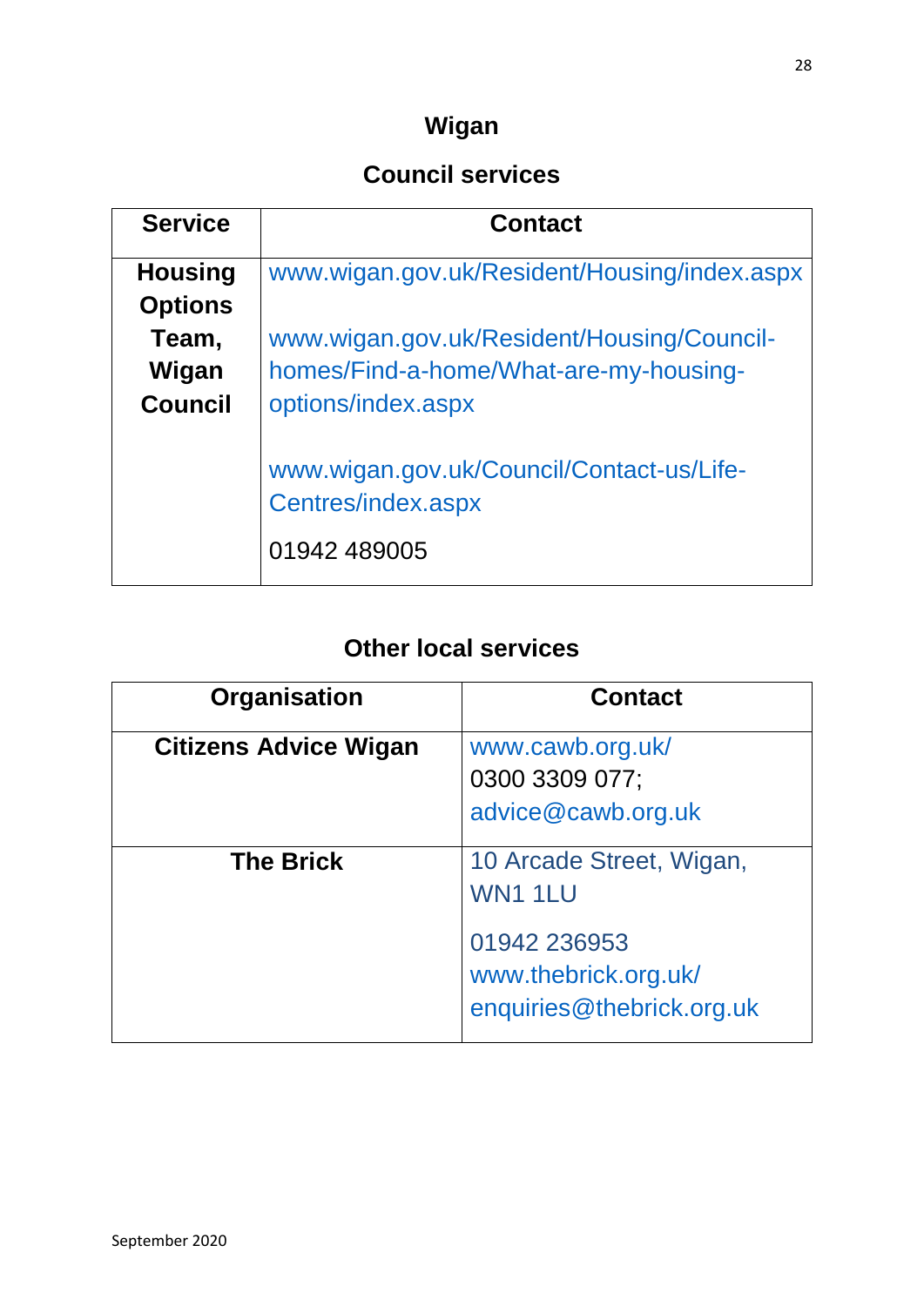# Wigan

## Council services

| Service | Contact |
|---|---|
| **Housing Options Team, Wigan Council** | www.wigan.gov.uk/Resident/Housing/index.aspx<br><br>www.wigan.gov.uk/Resident/Housing/Council-homes/Find-a-home/What-are-my-housing-options/index.aspx<br><br>www.wigan.gov.uk/Council/Contact-us/Life-Centres/index.aspx<br><br>01942 489005 |

## Other local services

| Organisation | Contact |
|---|---|
| **Citizens Advice Wigan** | www.cawb.org.uk/<br>0300 3309 077;<br>advice@cawb.org.uk |
| **The Brick** | 10 Arcade Street, Wigan, WN1 1LU<br><br>01942 236953<br>www.thebrick.org.uk/<br>enquiries@thebrick.org.uk |

September 2020